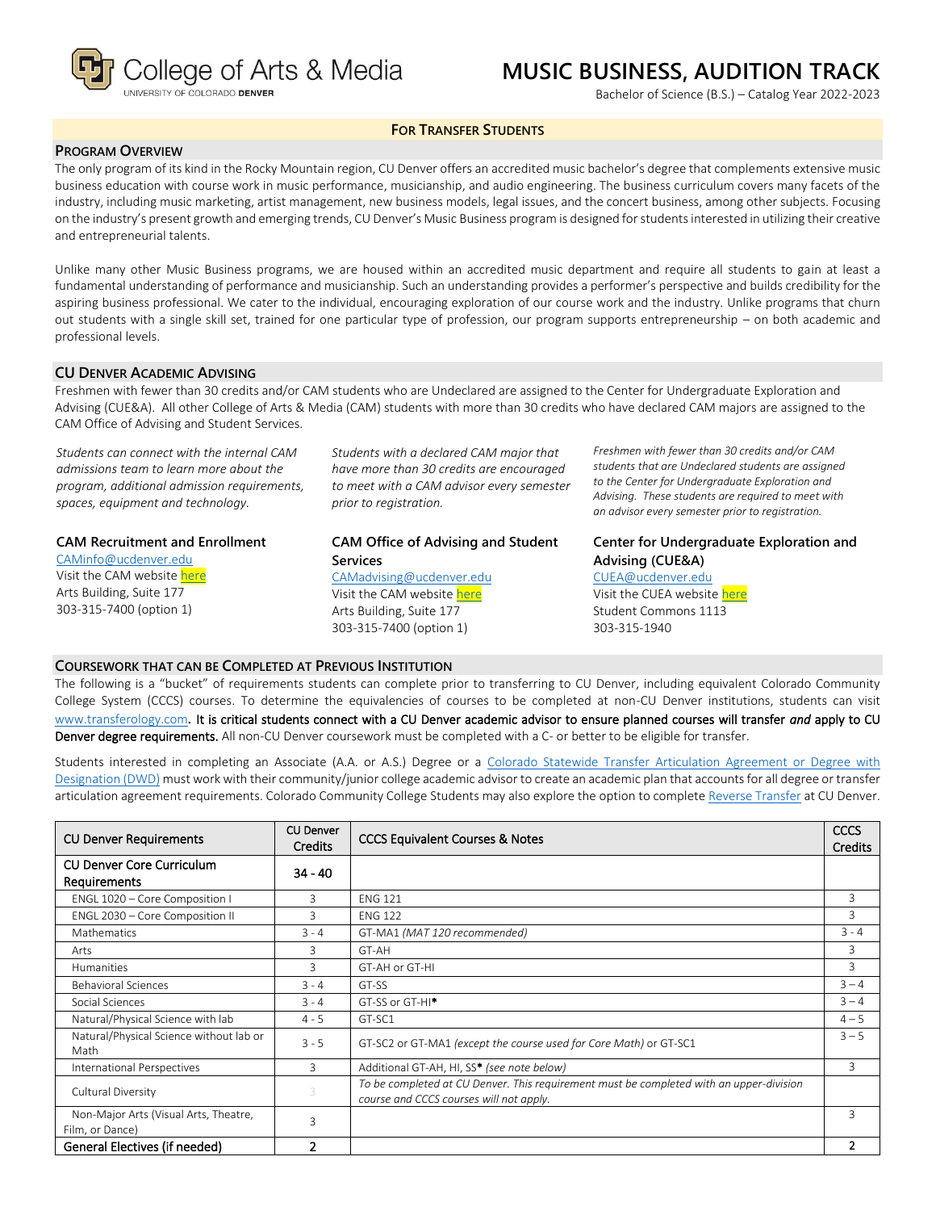College of Arts & Media
UNIVERSITY OF COLORADO DENVER

# MUSIC BUSINESS, AUDITION TRACK

Bachelor of Science (B.S.) – Catalog Year 2022-2023

**FOR TRANSFER STUDENTS**

## PROGRAM OVERVIEW

The only program of its kind in the Rocky Mountain region, CU Denver offers an accredited music bachelor's degree that complements extensive music business education with course work in music performance, musicianship, and audio engineering. The business curriculum covers many facets of the industry, including music marketing, artist management, new business models, legal issues, and the concert business, among other subjects. Focusing on the industry's present growth and emerging trends, CU Denver's Music Business program is designed for students interested in utilizing their creative and entrepreneurial talents.

Unlike many other Music Business programs, we are housed within an accredited music department and require all students to gain at least a fundamental understanding of performance and musicianship. Such an understanding provides a performer's perspective and builds credibility for the aspiring business professional. We cater to the individual, encouraging exploration of our course work and the industry. Unlike programs that churn out students with a single skill set, trained for one particular type of profession, our program supports entrepreneurship – on both academic and professional levels.

## CU DENVER ACADEMIC ADVISING

Freshmen with fewer than 30 credits and/or CAM students who are Undeclared are assigned to the Center for Undergraduate Exploration and Advising (CUE&A). All other College of Arts & Media (CAM) students with more than 30 credits who have declared CAM majors are assigned to the CAM Office of Advising and Student Services.

*Students can connect with the internal CAM admissions team to learn more about the program, additional admission requirements, spaces, equipment and technology.*

**CAM Recruitment and Enrollment**
CAMinfo@ucdenver.edu
Visit the CAM website here
Arts Building, Suite 177
303-315-7400 (option 1)

*Students with a declared CAM major that have more than 30 credits are encouraged to meet with a CAM advisor every semester prior to registration.*

**CAM Office of Advising and Student Services**
CAMadvising@ucdenver.edu
Visit the CAM website here
Arts Building, Suite 177
303-315-7400 (option 1)

*Freshmen with fewer than 30 credits and/or CAM students that are Undeclared students are assigned to the Center for Undergraduate Exploration and Advising. These students are required to meet with an advisor every semester prior to registration.*

**Center for Undergraduate Exploration and Advising (CUE&A)**
CUEA@ucdenver.edu
Visit the CUEA website here
Student Commons 1113
303-315-1940

## COURSEWORK THAT CAN BE COMPLETED AT PREVIOUS INSTITUTION

The following is a "bucket" of requirements students can complete prior to transferring to CU Denver, including equivalent Colorado Community College System (CCCS) courses. To determine the equivalencies of courses to be completed at non-CU Denver institutions, students can visit www.transferology.com**. It is critical students connect with a CU Denver academic advisor to ensure planned courses will transfer *and* apply to CU Denver degree requirements.** All non-CU Denver coursework must be completed with a C- or better to be eligible for transfer.

Students interested in completing an Associate (A.A. or A.S.) Degree or a Colorado Statewide Transfer Articulation Agreement or Degree with Designation (DWD) must work with their community/junior college academic advisor to create an academic plan that accounts for all degree or transfer articulation agreement requirements. Colorado Community College Students may also explore the option to complete Reverse Transfer at CU Denver.

| CU Denver Requirements | CU Denver Credits | CCCS Equivalent Courses & Notes | CCCS Credits |
|---|---|---|---|
| **CU Denver Core Curriculum Requirements** | **34 - 40** | | |
| ENGL 1020 – Core Composition I | 3 | ENG 121 | 3 |
| ENGL 2030 – Core Composition II | 3 | ENG 122 | 3 |
| Mathematics | 3 - 4 | GT-MA1 *(MAT 120 recommended)* | 3 - 4 |
| Arts | 3 | GT-AH | 3 |
| Humanities | 3 | GT-AH or GT-HI | 3 |
| Behavioral Sciences | 3 - 4 | GT-SS | 3 – 4 |
| Social Sciences | 3 - 4 | GT-SS or GT-HI* | 3 – 4 |
| Natural/Physical Science with lab | 4 - 5 | GT-SC1 | 4 – 5 |
| Natural/Physical Science without lab or Math | 3 - 5 | GT-SC2 or GT-MA1 *(except the course used for Core Math)* or GT-SC1 | 3 – 5 |
| International Perspectives | 3 | Additional GT-AH, HI, SS* *(see note below)* | 3 |
| Cultural Diversity | 3 | *To be completed at CU Denver. This requirement must be completed with an upper-division course and CCCS courses will not apply.* | |
| Non-Major Arts (Visual Arts, Theatre, Film, or Dance) | 3 | | 3 |
| **General Electives (if needed)** | **2** | | **2** |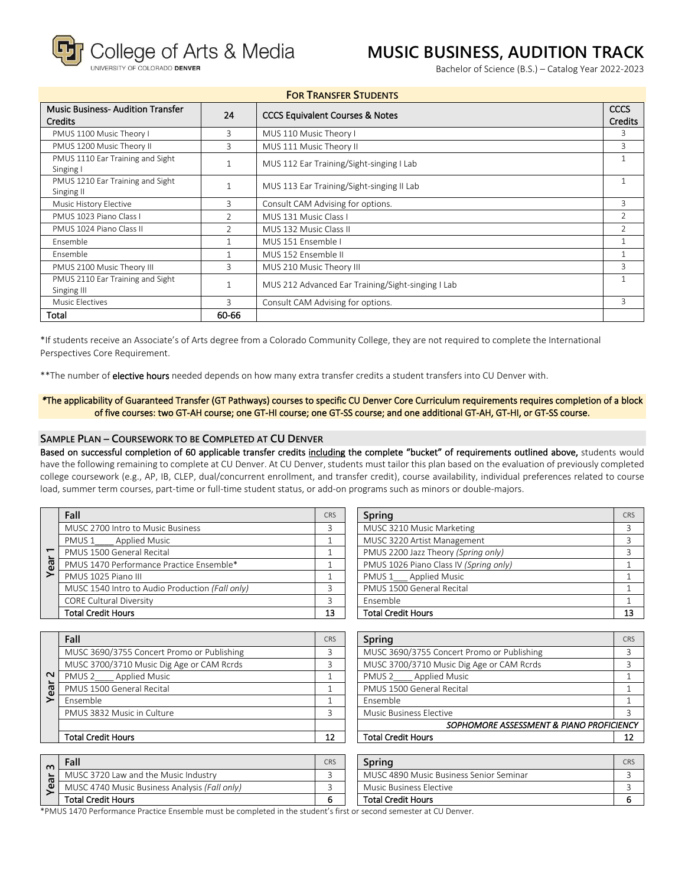# MUSIC BUSINESS, AUDITION TRACK

Bachelor of Science (B.S.) – Catalog Year 2022-2023

## FOR TRANSFER STUDENTS

| Music Business- Audition Transfer Credits | 24 | CCCS Equivalent Courses & Notes | CCCS Credits |
|---|---|---|---|
| PMUS 1100 Music Theory I | 3 | MUS 110 Music Theory I | 3 |
| PMUS 1200 Music Theory II | 3 | MUS 111 Music Theory II | 3 |
| PMUS 1110 Ear Training and Sight Singing I | 1 | MUS 112 Ear Training/Sight-singing I Lab | 1 |
| PMUS 1210 Ear Training and Sight Singing II | 1 | MUS 113 Ear Training/Sight-singing II Lab | 1 |
| Music History Elective | 3 | Consult CAM Advising for options. | 3 |
| PMUS 1023 Piano Class I | 2 | MUS 131 Music Class I | 2 |
| PMUS 1024 Piano Class II | 2 | MUS 132 Music Class II | 2 |
| Ensemble | 1 | MUS 151 Ensemble I | 1 |
| Ensemble | 1 | MUS 152 Ensemble II | 1 |
| PMUS 2100 Music Theory III | 3 | MUS 210 Music Theory III | 3 |
| PMUS 2110 Ear Training and Sight Singing III | 1 | MUS 212 Advanced Ear Training/Sight-singing I Lab | 1 |
| Music Electives | 3 | Consult CAM Advising for options. | 3 |
| **Total** | **60-66** | | |

*If students receive an Associate's of Arts degree from a Colorado Community College, they are not required to complete the International Perspectives Core Requirement.

**The number of **elective hours** needed depends on how many extra transfer credits a student transfers into CU Denver with.

***The applicability of Guaranteed Transfer (GT Pathways) courses to specific CU Denver Core Curriculum requirements requires completion of a block of five courses: two GT-AH course; one GT-HI course; one GT-SS course; and one additional GT-AH, GT-HI, or GT-SS course.***

## SAMPLE PLAN – COURSEWORK TO BE COMPLETED AT CU DENVER

**Based on successful completion of 60 applicable transfer credits including the complete "bucket" of requirements outlined above,** students would have the following remaining to complete at CU Denver. At CU Denver, students must tailor this plan based on the evaluation of previously completed college coursework (e.g., AP, IB, CLEP, dual/concurrent enrollment, and transfer credit), course availability, individual preferences related to course load, summer term courses, part-time or full-time student status, or add-on programs such as minors or double-majors.

### Year 1

| Fall | CRS | Spring | CRS |
|---|---|---|---|
| MUSC 2700 Intro to Music Business | 3 | MUSC 3210 Music Marketing | 3 |
| PMUS 1____ Applied Music | 1 | MUSC 3220 Artist Management | 3 |
| PMUS 1500 General Recital | 1 | PMUS 2200 Jazz Theory *(Spring only)* | 3 |
| PMUS 1470 Performance Practice Ensemble* | 1 | PMUS 1026 Piano Class IV *(Spring only)* | 1 |
| PMUS 1025 Piano III | 1 | PMUS 1___ Applied Music | 1 |
| MUSC 1540 Intro to Audio Production *(Fall only)* | 3 | PMUS 1500 General Recital | 1 |
| CORE Cultural Diversity | 3 | Ensemble | 1 |
| **Total Credit Hours** | **13** | **Total Credit Hours** | **13** |

### Year 2

| Fall | CRS | Spring | CRS |
|---|---|---|---|
| MUSC 3690/3755 Concert Promo or Publishing | 3 | MUSC 3690/3755 Concert Promo or Publishing | 3 |
| MUSC 3700/3710 Music Dig Age or CAM Rcrds | 3 | MUSC 3700/3710 Music Dig Age or CAM Rcrds | 3 |
| PMUS 2____ Applied Music | 1 | PMUS 2____ Applied Music | 1 |
| PMUS 1500 General Recital | 1 | PMUS 1500 General Recital | 1 |
| Ensemble | 1 | Ensemble | 1 |
| PMUS 3832 Music in Culture | 3 | Music Business Elective | 3 |
| | | *SOPHOMORE ASSESSMENT & PIANO PROFICIENCY* | |
| **Total Credit Hours** | **12** | **Total Credit Hours** | **12** |

### Year 3

| Fall | CRS | Spring | CRS |
|---|---|---|---|
| MUSC 3720 Law and the Music Industry | 3 | MUSC 4890 Music Business Senior Seminar | 3 |
| MUSC 4740 Music Business Analysis *(Fall only)* | 3 | Music Business Elective | 3 |
| **Total Credit Hours** | **6** | **Total Credit Hours** | **6** |

*PMUS 1470 Performance Practice Ensemble must be completed in the student's first or second semester at CU Denver.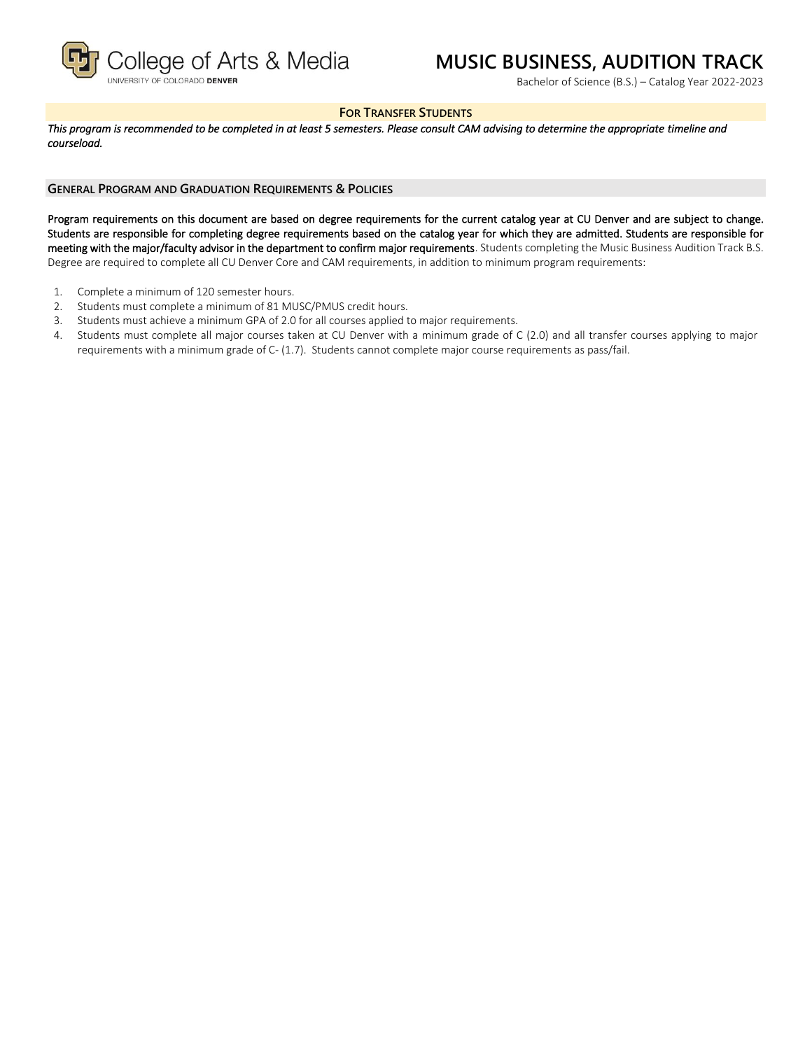# MUSIC BUSINESS, AUDITION TRACK

Bachelor of Science (B.S.) – Catalog Year 2022-2023

## FOR TRANSFER STUDENTS

*This program is recommended to be completed in at least 5 semesters. Please consult CAM advising to determine the appropriate timeline and courseload.*

## GENERAL PROGRAM AND GRADUATION REQUIREMENTS & POLICIES

**Program requirements on this document are based on degree requirements for the current catalog year at CU Denver and are subject to change. Students are responsible for completing degree requirements based on the catalog year for which they are admitted. Students are responsible for meeting with the major/faculty advisor in the department to confirm major requirements**. Students completing the Music Business Audition Track B.S. Degree are required to complete all CU Denver Core and CAM requirements, in addition to minimum program requirements:

1. Complete a minimum of 120 semester hours.
2. Students must complete a minimum of 81 MUSC/PMUS credit hours.
3. Students must achieve a minimum GPA of 2.0 for all courses applied to major requirements.
4. Students must complete all major courses taken at CU Denver with a minimum grade of C (2.0) and all transfer courses applying to major requirements with a minimum grade of C- (1.7). Students cannot complete major course requirements as pass/fail.